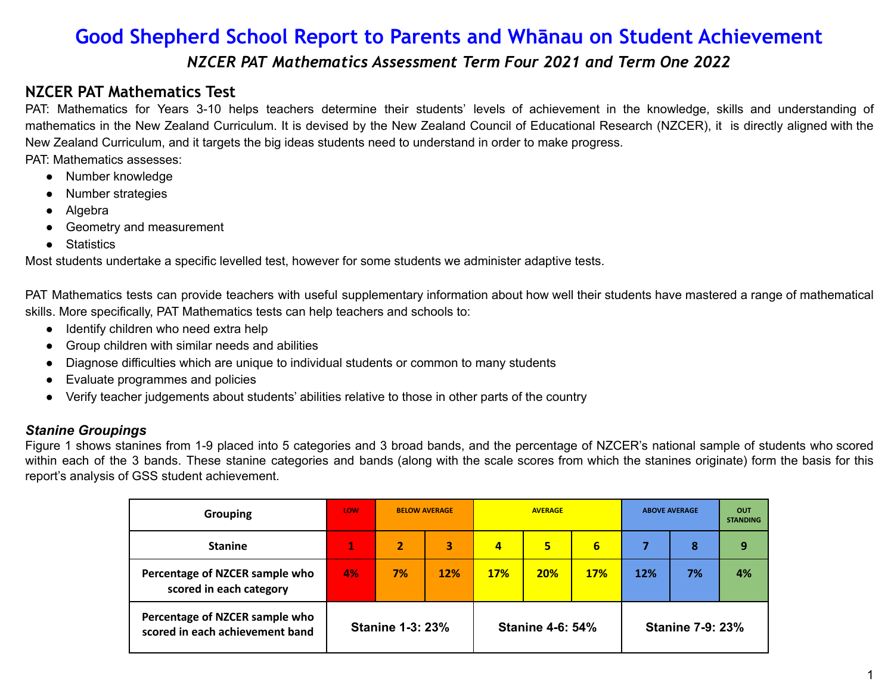# Good Shepherd School Report to Parents and Whānau on Student Achievement

*NZCER PAT Mathematics Assessment Term Four 2021 and Term One 2022*

## NZCER PAT Mathematics Test

PAT: Mathematics for Years 3-10 helps teachers determine their students' levels of achievement in the knowledge, skills and understanding of mathematics in the New Zealand Curriculum. It is devised by the New Zealand Council of Educational Research (NZCER), it is directly aligned with the New Zealand Curriculum, and it targets the big ideas students need to understand in order to make progress.

PAT: Mathematics assesses:

- Number knowledge
- Number strategies
- Algebra
- Geometry and measurement
- Statistics

Most students undertake a specific levelled test, however for some students we administer adaptive tests.

PAT Mathematics tests can provide teachers with useful supplementary information about how well their students have mastered a range of mathematical skills. More specifically, PAT Mathematics tests can help teachers and schools to:

- Identify children who need extra help
- Group children with similar needs and abilities
- Diagnose difficulties which are unique to individual students or common to many students
- Evaluate programmes and policies
- Verify teacher judgements about students' abilities relative to those in other parts of the country

### *Stanine Groupings*

Figure 1 shows stanines from 1-9 placed into 5 categories and 3 broad bands, and the percentage of NZCER's national sample of students who scored within each of the 3 bands. These stanine categories and bands (along with the scale scores from which the stanines originate) form the basis for this report's analysis of GSS student achievement.

| Grouping | LOW | BELOW AVERAGE | | AVERAGE | | | ABOVE AVERAGE | | OUT STANDING |
|---|---|---|---|---|---|---|---|---|---|
| **Stanine** | 1 | 2 | 3 | 4 | 5 | 6 | 7 | 8 | 9 |
| **Percentage of NZCER sample who scored in each category** | 4% | 7% | 12% | 17% | 20% | 17% | 12% | 7% | 4% |
| **Percentage of NZCER sample who scored in each achievement band** | Stanine 1-3: 23% | | | Stanine 4-6: 54% | | | Stanine 7-9: 23% | | |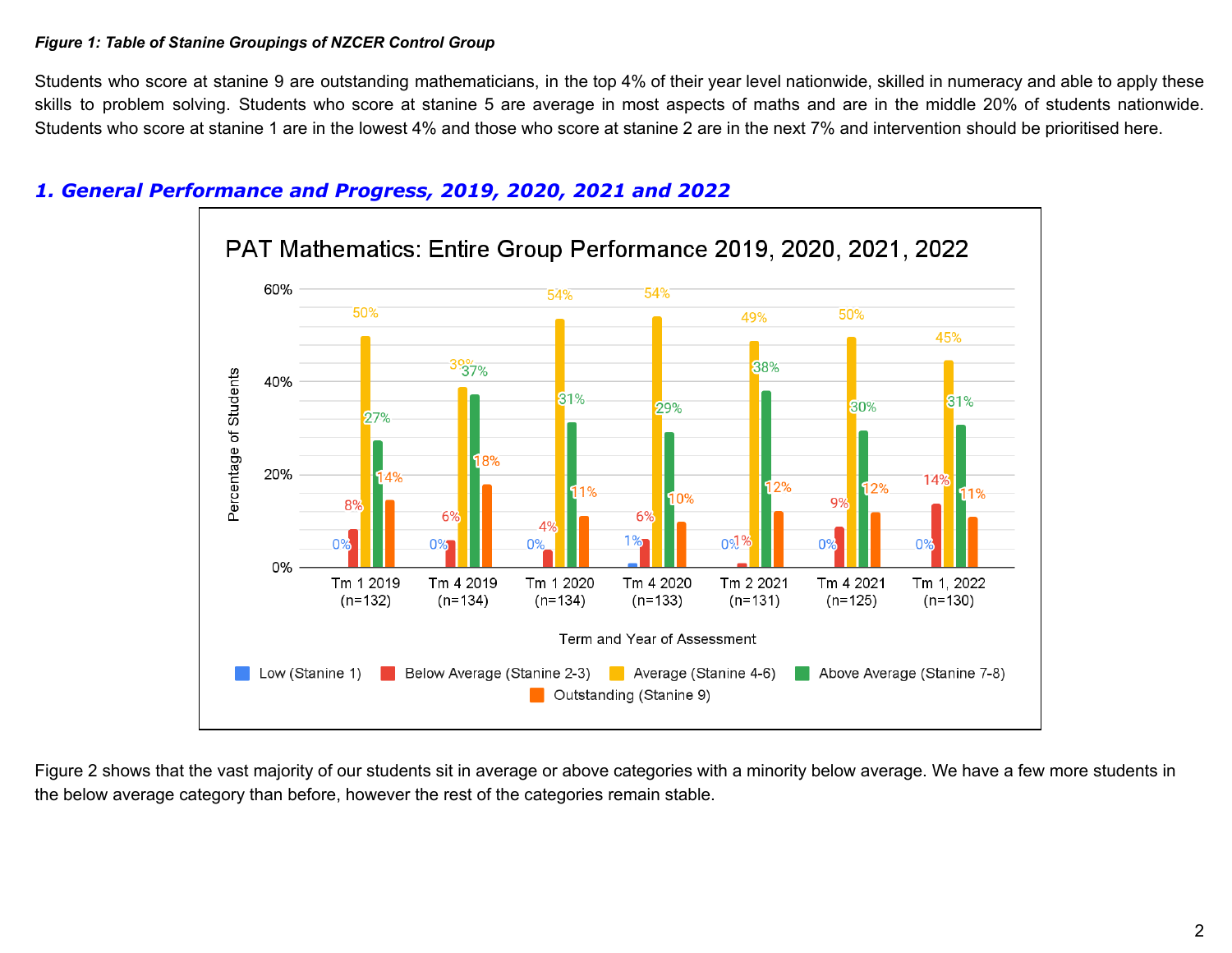***Figure 1: Table of Stanine Groupings of NZCER Control Group***

Students who score at stanine 9 are outstanding mathematicians, in the top 4% of their year level nationwide, skilled in numeracy and able to apply these skills to problem solving. Students who score at stanine 5 are average in most aspects of maths and are in the middle 20% of students nationwide. Students who score at stanine 1 are in the lowest 4% and those who score at stanine 2 are in the next 7% and intervention should be prioritised here.

## *1. General Performance and Progress, 2019, 2020, 2021 and 2022*

**PAT Mathematics: Entire Group Performance 2019, 2020, 2021, 2022**

| Term and Year of Assessment | Low (Stanine 1) | Below Average (Stanine 2-3) | Average (Stanine 4-6) | Above Average (Stanine 7-8) | Outstanding (Stanine 9) |
|---|---|---|---|---|---|
| Tm 1 2019 (n=132) | 0% | 8% | 50% | 27% | 14% |
| Tm 4 2019 (n=134) | 0% | 6% | 39% | 37% | 18% |
| Tm 1 2020 (n=134) | 0% | 4% | 54% | 31% | 11% |
| Tm 4 2020 (n=133) | 1% | 6% | 54% | 29% | 10% |
| Tm 2 2021 (n=131) | 0% | 1% | 49% | 38% | 12% |
| Tm 4 2021 (n=125) | 0% | 9% | 50% | 30% | 12% |
| Tm 1, 2022 (n=130) | 0% | 14% | 45% | 31% | 11% |

Figure 2 shows that the vast majority of our students sit in average or above categories with a minority below average. We have a few more students in the below average category than before, however the rest of the categories remain stable.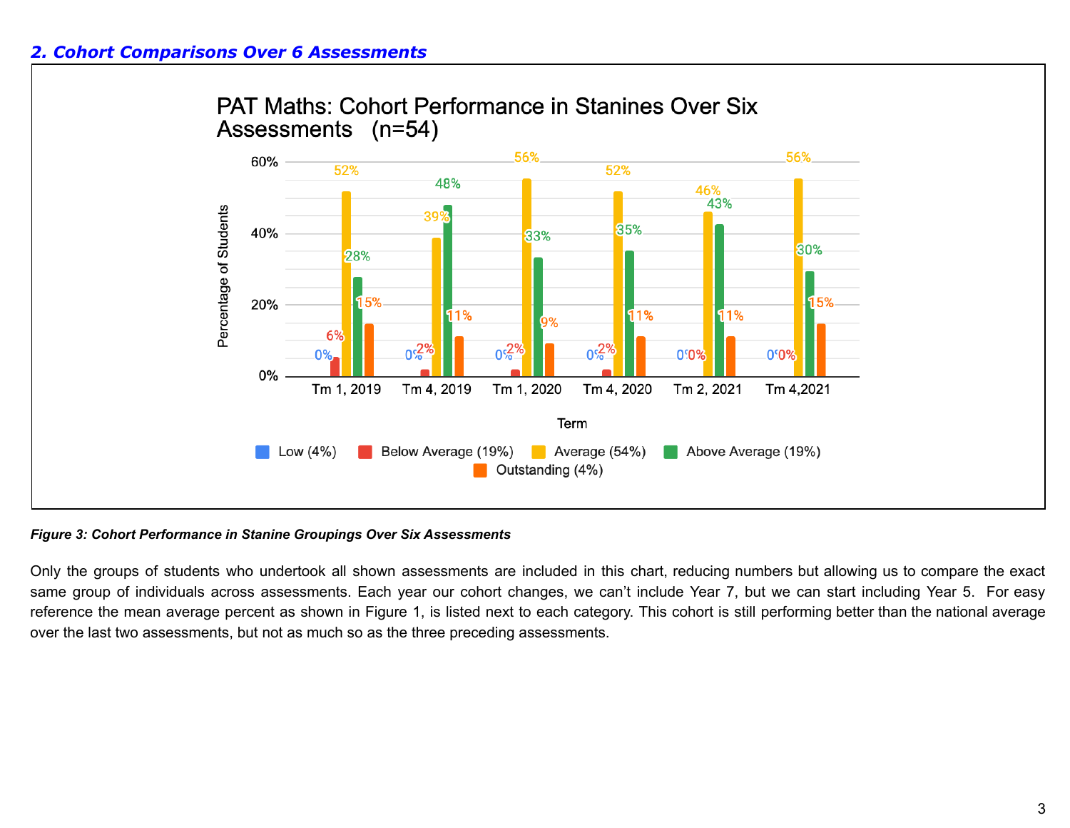## *2. Cohort Comparisons Over 6 Assessments*

**PAT Maths: Cohort Performance in Stanines Over Six Assessments (n=54)**

| Term | Low (4%) | Below Average (19%) | Average (54%) | Above Average (19%) | Outstanding (4%) |
|---|---|---|---|---|---|
| Tm 1, 2019 | 0% | 6% | 52% | 28% | 15% |
| Tm 4, 2019 | 0% | 2% | 39% | 48% | 11% |
| Tm 1, 2020 | 0% | 2% | 56% | 33% | 9% |
| Tm 4, 2020 | 0% | 2% | 52% | 35% | 11% |
| Tm 2, 2021 | 0% | 0% | 46% | 43% | 11% |
| Tm 4,2021 | 0% | 0% | 56% | 30% | 15% |

***Figure 3: Cohort Performance in Stanine Groupings Over Six Assessments***

Only the groups of students who undertook all shown assessments are included in this chart, reducing numbers but allowing us to compare the exact same group of individuals across assessments. Each year our cohort changes, we can't include Year 7, but we can start including Year 5. For easy reference the mean average percent as shown in Figure 1, is listed next to each category. This cohort is still performing better than the national average over the last two assessments, but not as much so as the three preceding assessments.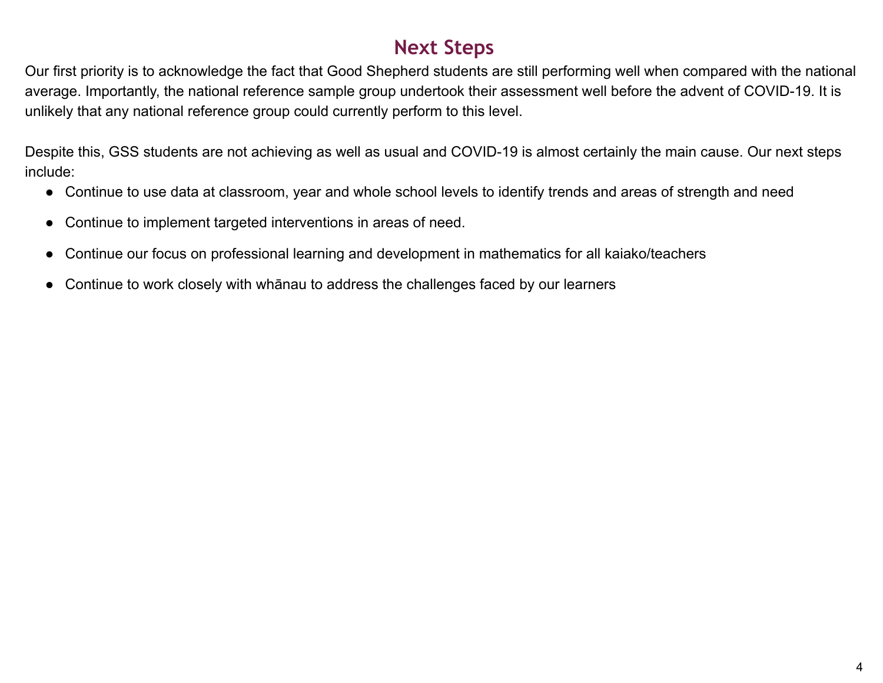## Next Steps

Our first priority is to acknowledge the fact that Good Shepherd students are still performing well when compared with the national average. Importantly, the national reference sample group undertook their assessment well before the advent of COVID-19. It is unlikely that any national reference group could currently perform to this level.

Despite this, GSS students are not achieving as well as usual and COVID-19 is almost certainly the main cause. Our next steps include:

- Continue to use data at classroom, year and whole school levels to identify trends and areas of strength and need
- Continue to implement targeted interventions in areas of need.
- Continue our focus on professional learning and development in mathematics for all kaiako/teachers
- Continue to work closely with whānau to address the challenges faced by our learners